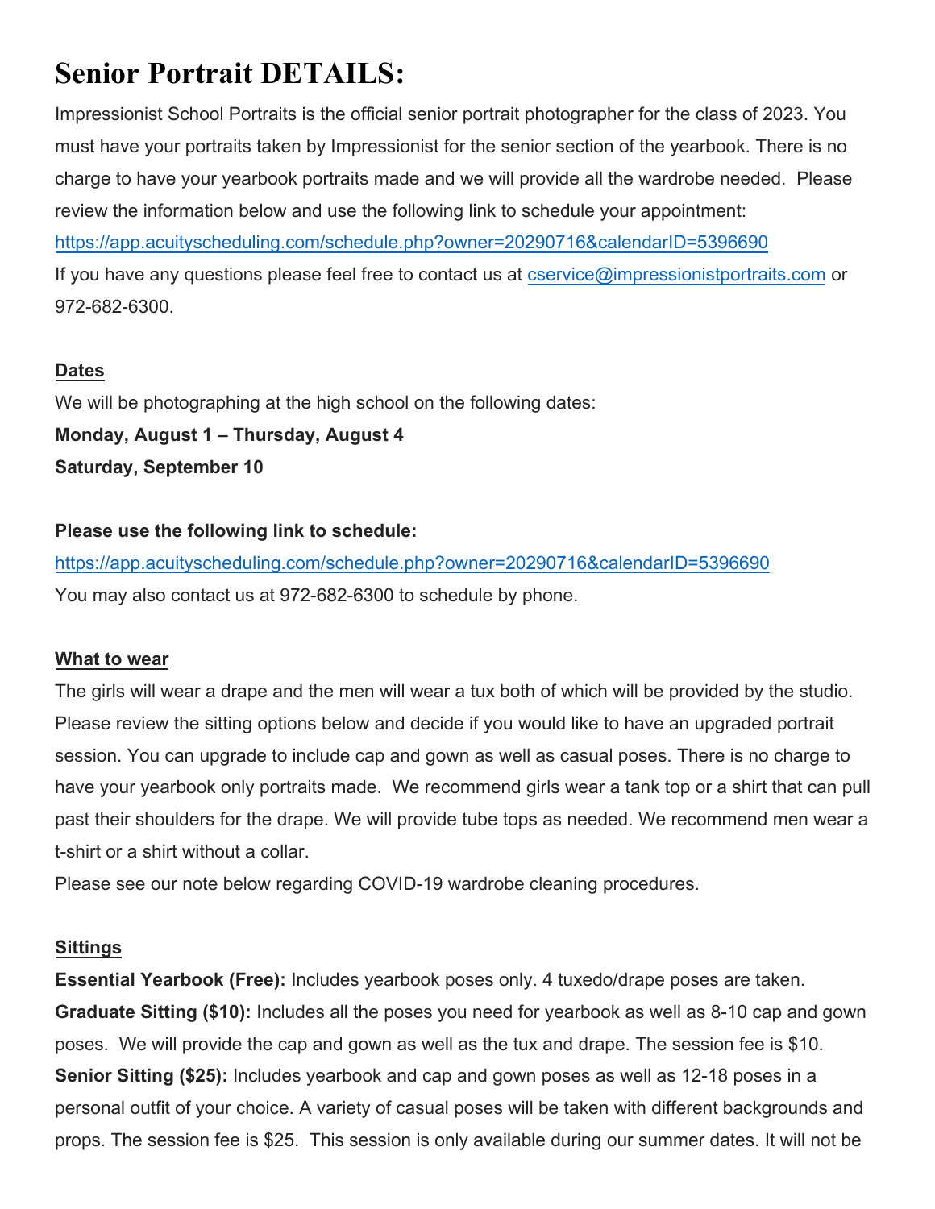# Senior Portrait DETAILS:

Impressionist School Portraits is the official senior portrait photographer for the class of 2023. You must have your portraits taken by Impressionist for the senior section of the yearbook. There is no charge to have your yearbook portraits made and we will provide all the wardrobe needed. Please review the information below and use the following link to schedule your appointment: https://app.acuityscheduling.com/schedule.php?owner=20290716&calendarID=5396690

If you have any questions please feel free to contact us at cservice@impressionistportraits.com or 972-682-6300.

**Dates**

We will be photographing at the high school on the following dates:

**Monday, August 1 – Thursday, August 4**

**Saturday, September 10**

**Please use the following link to schedule:**

https://app.acuityscheduling.com/schedule.php?owner=20290716&calendarID=5396690

You may also contact us at 972-682-6300 to schedule by phone.

**What to wear**

The girls will wear a drape and the men will wear a tux both of which will be provided by the studio. Please review the sitting options below and decide if you would like to have an upgraded portrait session. You can upgrade to include cap and gown as well as casual poses. There is no charge to have your yearbook only portraits made. We recommend girls wear a tank top or a shirt that can pull past their shoulders for the drape. We will provide tube tops as needed. We recommend men wear a t-shirt or a shirt without a collar.

Please see our note below regarding COVID-19 wardrobe cleaning procedures.

**Sittings**

**Essential Yearbook (Free):** Includes yearbook poses only. 4 tuxedo/drape poses are taken.

**Graduate Sitting ($10):** Includes all the poses you need for yearbook as well as 8-10 cap and gown poses. We will provide the cap and gown as well as the tux and drape. The session fee is $10.

**Senior Sitting ($25):** Includes yearbook and cap and gown poses as well as 12-18 poses in a personal outfit of your choice. A variety of casual poses will be taken with different backgrounds and props. The session fee is $25. This session is only available during our summer dates. It will not be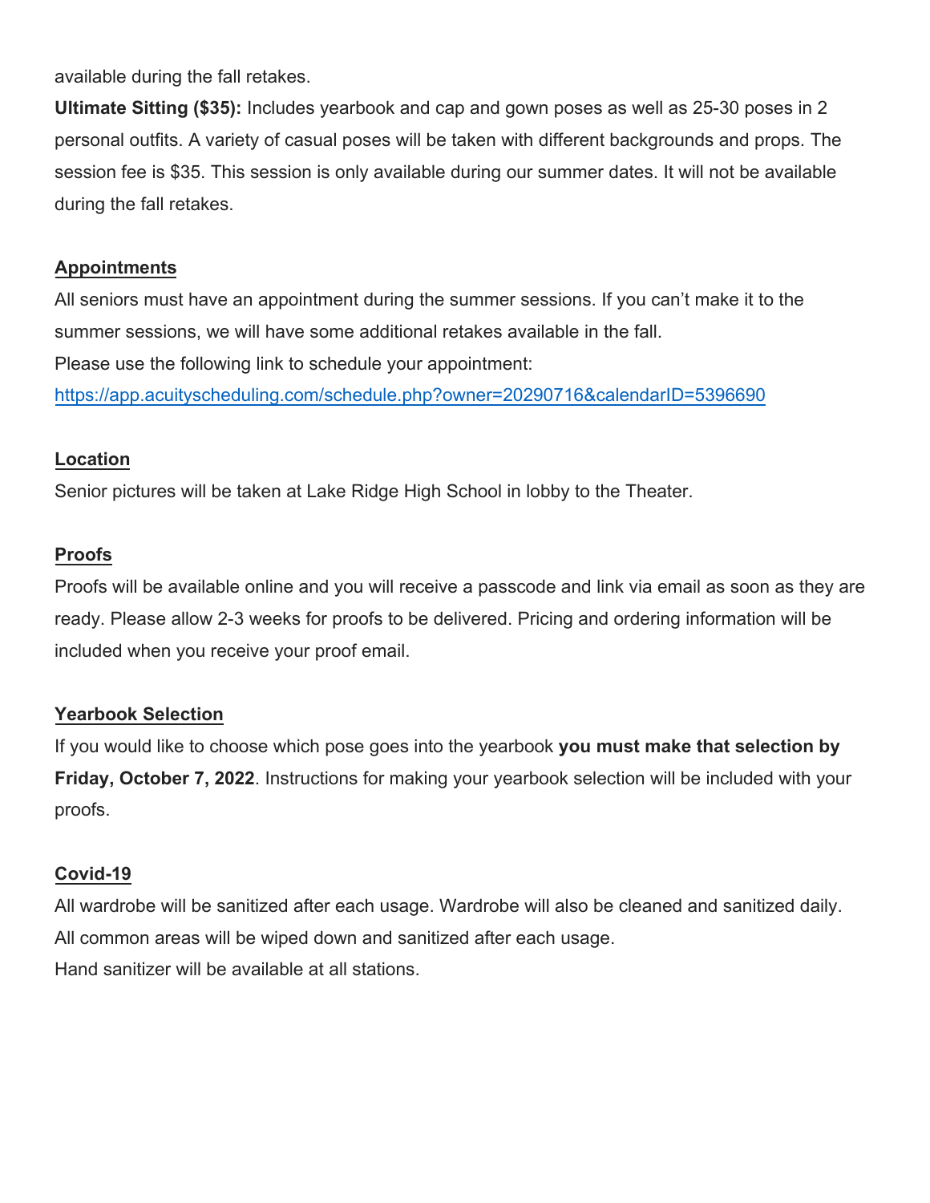available during the fall retakes.

**Ultimate Sitting ($35):** Includes yearbook and cap and gown poses as well as 25-30 poses in 2 personal outfits. A variety of casual poses will be taken with different backgrounds and props. The session fee is $35. This session is only available during our summer dates. It will not be available during the fall retakes.

## Appointments

All seniors must have an appointment during the summer sessions. If you can't make it to the summer sessions, we will have some additional retakes available in the fall.

Please use the following link to schedule your appointment:

https://app.acuityscheduling.com/schedule.php?owner=20290716&calendarID=5396690

## Location

Senior pictures will be taken at Lake Ridge High School in lobby to the Theater.

## Proofs

Proofs will be available online and you will receive a passcode and link via email as soon as they are ready. Please allow 2-3 weeks for proofs to be delivered. Pricing and ordering information will be included when you receive your proof email.

## Yearbook Selection

If you would like to choose which pose goes into the yearbook **you must make that selection by Friday, October 7, 2022**. Instructions for making your yearbook selection will be included with your proofs.

## Covid-19

All wardrobe will be sanitized after each usage. Wardrobe will also be cleaned and sanitized daily.

All common areas will be wiped down and sanitized after each usage.

Hand sanitizer will be available at all stations.